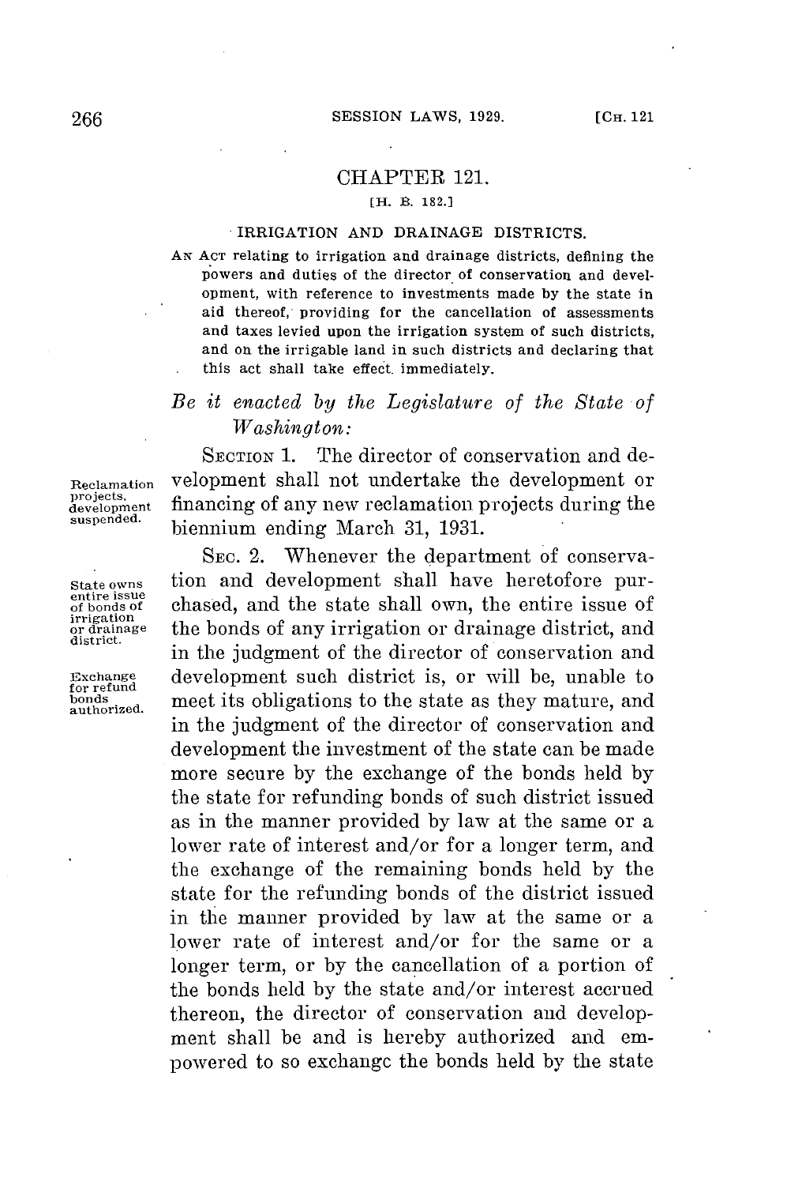## CHAPTER 121.

[H. B. 182.]

### IRRIGATION AND DRAINAGE DISTRICTS.

AN ACT relating to irrigation and drainage districts, defining the powers and duties of the director of conservation and development, with reference to investments made by the state in aid thereof, providing for the cancellation of assessments and taxes levied upon the irrigation system of such districts, and on the irrigable land in such districts and declaring that this act shall take effect immediately.

*Be it enacted by the Legislature of the State of Washington:*

Reclamation projects, development suspended.

SECTION 1. The director of conservation and development shall not undertake the development or financing of any new reclamation projects during the biennium ending March 31, 1931.

State owns entire issue of bonds of irrigation or drainage district.

Exchange for refund bonds authorized.

SEC. 2. Whenever the department of conservation and development shall have heretofore purchased, and the state shall own, the entire issue of the bonds of any irrigation or drainage district, and in the judgment of the director of conservation and development such district is, or will be, unable to meet its obligations to the state as they mature, and in the judgment of the director of conservation and development the investment of the state can be made more secure by the exchange of the bonds held by the state for refunding bonds of such district issued as in the manner provided by law at the same or a lower rate of interest and/or for a longer term, and the exchange of the remaining bonds held by the state for the refunding bonds of the district issued in the manner provided by law at the same or a lower rate of interest and/or for the same or a longer term, or by the cancellation of a portion of the bonds held by the state and/or interest accrued thereon, the director of conservation and development shall be and is hereby authorized and empowered to so exchange the bonds held by the state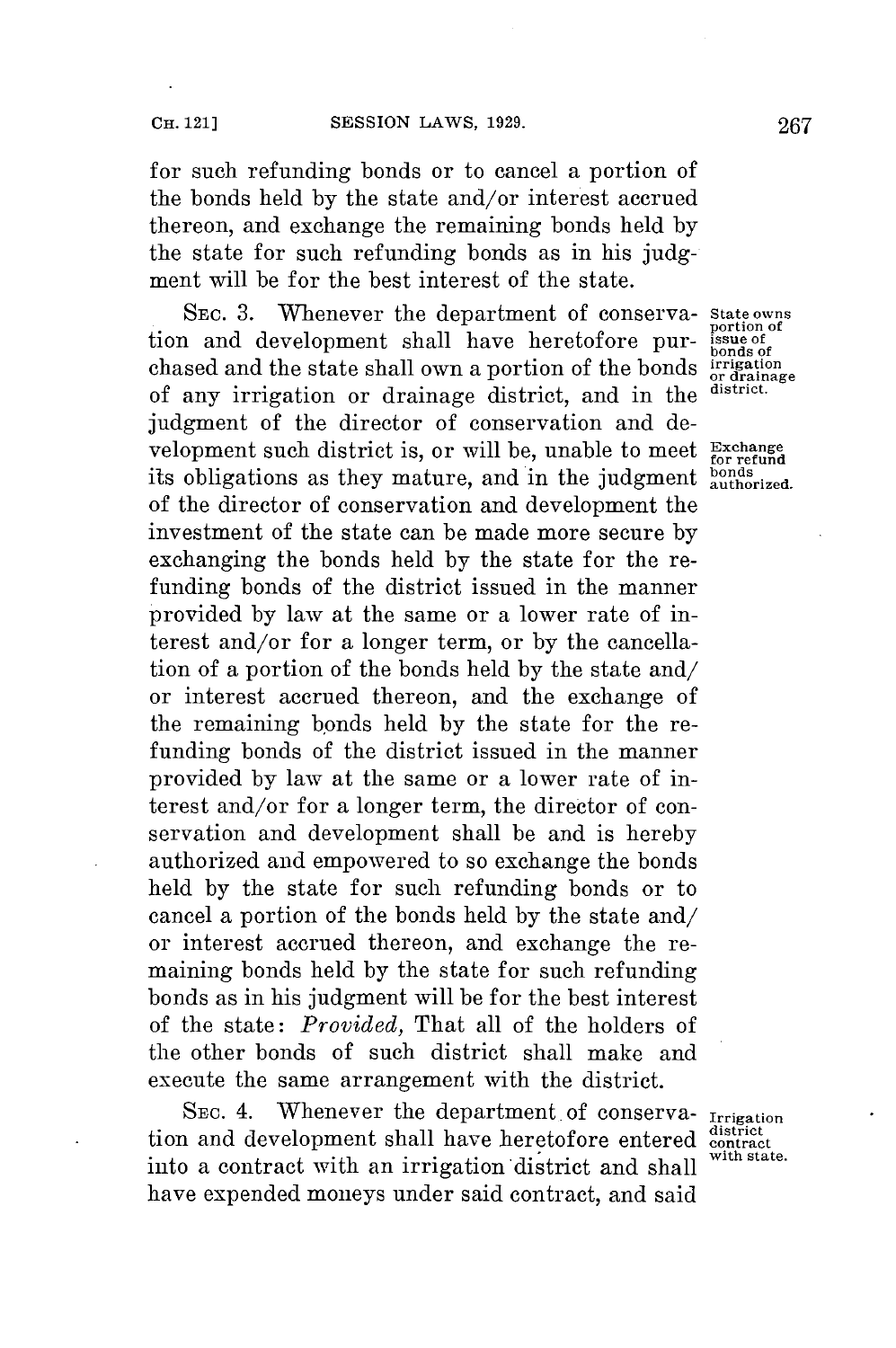for such refunding bonds or to cancel a portion of the bonds held by the state and/or interest accrued thereon, and exchange the remaining bonds held by the state for such refunding bonds as in his judgment will be for the best interest of the state.

State owns portion of issue of bonds of irrigation or drainage district.

Exchange for refund bonds authorized.

SEC. 3. Whenever the department of conservation and development shall have heretofore purchased and the state shall own a portion of the bonds of any irrigation or drainage district, and in the judgment of the director of conservation and development such district is, or will be, unable to meet its obligations as they mature, and in the judgment of the director of conservation and development the investment of the state can be made more secure by exchanging the bonds held by the state for the refunding bonds of the district issued in the manner provided by law at the same or a lower rate of interest and/or for a longer term, or by the cancellation of a portion of the bonds held by the state and/or interest accrued thereon, and the exchange of the remaining bonds held by the state for the refunding bonds of the district issued in the manner provided by law at the same or a lower rate of interest and/or for a longer term, the director of conservation and development shall be and is hereby authorized and empowered to so exchange the bonds held by the state for such refunding bonds or to cancel a portion of the bonds held by the state and/or interest accrued thereon, and exchange the remaining bonds held by the state for such refunding bonds as in his judgment will be for the best interest of the state: *Provided,* That all of the holders of the other bonds of such district shall make and execute the same arrangement with the district.

Irrigation district contract with state.

SEC. 4. Whenever the department of conservation and development shall have heretofore entered into a contract with an irrigation district and shall have expended moneys under said contract, and said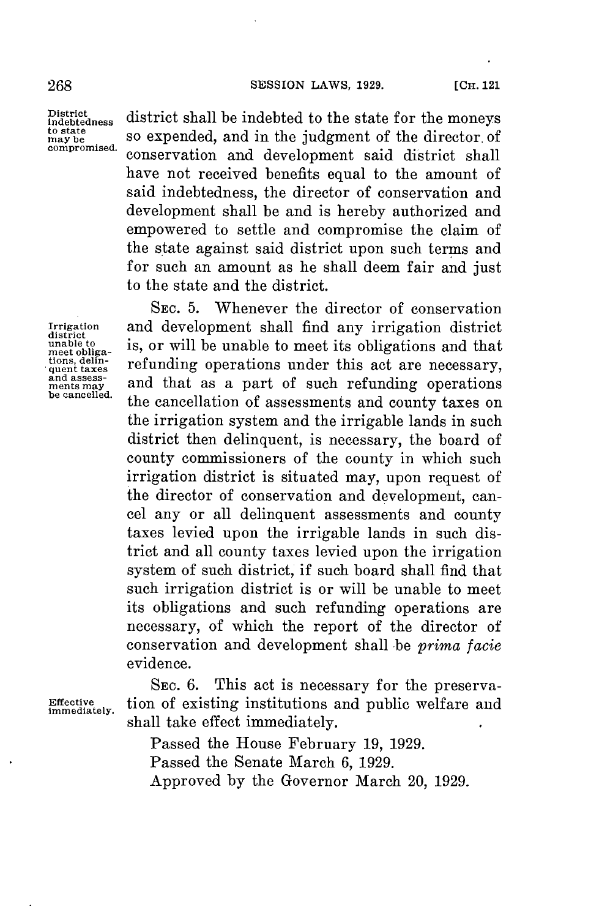district shall be indebted to the state for the moneys so expended, and in the judgment of the director of conservation and development said district shall have not received benefits equal to the amount of said indebtedness, the director of conservation and development shall be and is hereby authorized and empowered to settle and compromise the claim of the state against said district upon such terms and for such an amount as he shall deem fair and just to the state and the district.

District indebtedness to state may be compromised.

SEC. 5. Whenever the director of conservation and development shall find any irrigation district is, or will be unable to meet its obligations and that refunding operations under this act are necessary, and that as a part of such refunding operations the cancellation of assessments and county taxes on the irrigation system and the irrigable lands in such district then delinquent, is necessary, the board of county commissioners of the county in which such irrigation district is situated may, upon request of the director of conservation and development, cancel any or all delinquent assessments and county taxes levied upon the irrigable lands in such district and all county taxes levied upon the irrigation system of such district, if such board shall find that such irrigation district is or will be unable to meet its obligations and such refunding operations are necessary, of which the report of the director of conservation and development shall be *prima facie* evidence.

Irrigation district unable to meet obligations, delinquent taxes and assessments may be cancelled.

SEC. 6. This act is necessary for the preservation of existing institutions and public welfare and shall take effect immediately.

Effective immediately.

Passed the House February 19, 1929.
Passed the Senate March 6, 1929.
Approved by the Governor March 20, 1929.